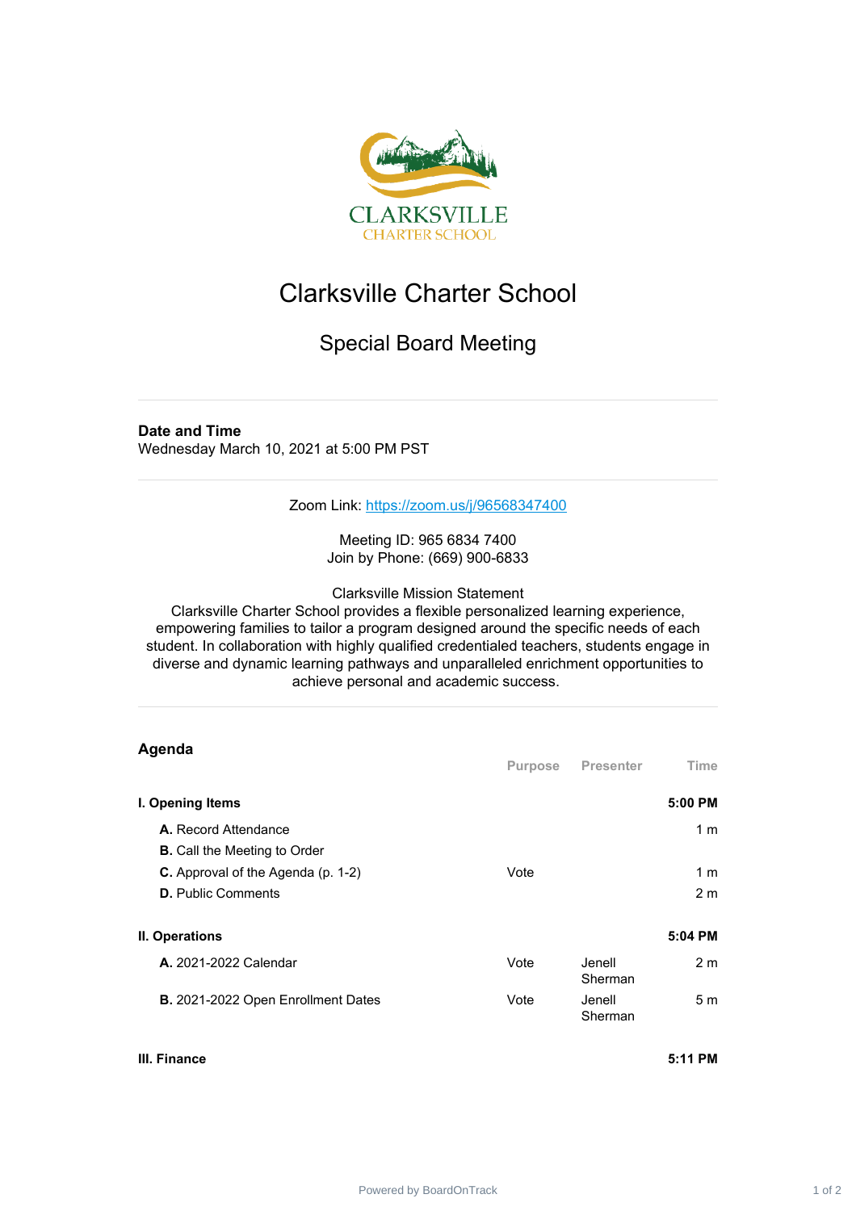# Clarksville Charter School

## Special Board Meeting

**Date and Time**
Wednesday March 10, 2021 at 5:00 PM PST

Zoom Link: https://zoom.us/j/96568347400

Meeting ID: 965 6834 7400
Join by Phone: (669) 900-6833

Clarksville Mission Statement
Clarksville Charter School provides a flexible personalized learning experience, empowering families to tailor a program designed around the specific needs of each student. In collaboration with highly qualified credentialed teachers, students engage in diverse and dynamic learning pathways and unparalleled enrichment opportunities to achieve personal and academic success.

## Agenda

| | Purpose | Presenter | Time |
|---|---|---|---|
| **I. Opening Items** | | | **5:00 PM** |
| **A.** Record Attendance | | | 1 m |
| **B.** Call the Meeting to Order | | | |
| **C.** Approval of the Agenda (p. 1-2) | Vote | | 1 m |
| **D.** Public Comments | | | 2 m |
| **II. Operations** | | | **5:04 PM** |
| **A.** 2021-2022 Calendar | Vote | Jenell Sherman | 2 m |
| **B.** 2021-2022 Open Enrollment Dates | Vote | Jenell Sherman | 5 m |
| **III. Finance** | | | **5:11 PM** |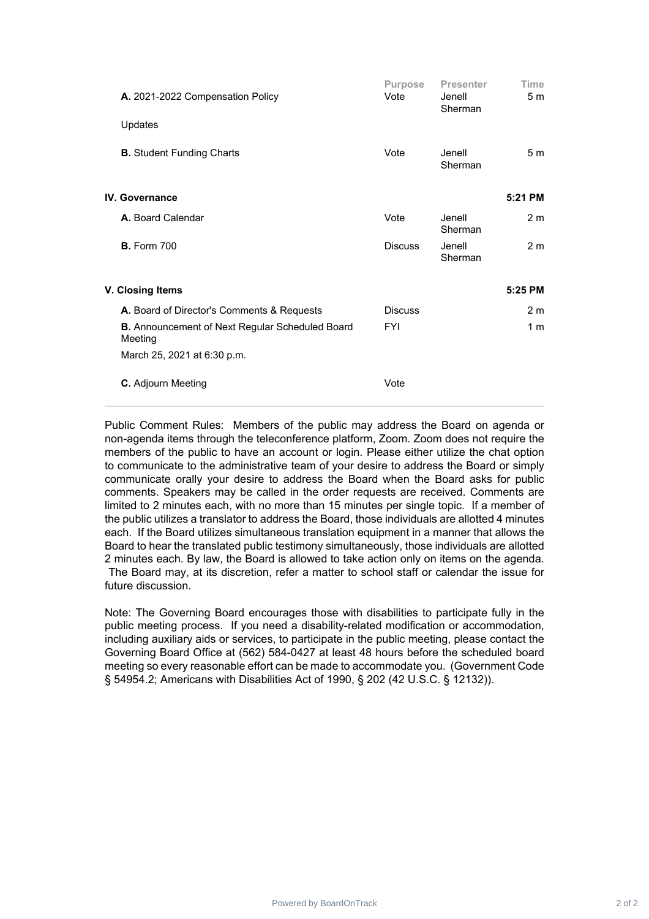| | Purpose | Presenter | Time |
|---|---|---|---|
| **A.** 2021-2022 Compensation Policy | Vote | Jenell Sherman | 5 m |
| Updates | | | |
| **B.** Student Funding Charts | Vote | Jenell Sherman | 5 m |
| **IV. Governance** | | | **5:21 PM** |
| **A.** Board Calendar | Vote | Jenell Sherman | 2 m |
| **B.** Form 700 | Discuss | Jenell Sherman | 2 m |
| **V. Closing Items** | | | **5:25 PM** |
| **A.** Board of Director's Comments & Requests | Discuss | | 2 m |
| **B.** Announcement of Next Regular Scheduled Board Meeting | FYI | | 1 m |
| March 25, 2021 at 6:30 p.m. | | | |
| **C.** Adjourn Meeting | Vote | | |

Public Comment Rules: Members of the public may address the Board on agenda or non-agenda items through the teleconference platform, Zoom. Zoom does not require the members of the public to have an account or login. Please either utilize the chat option to communicate to the administrative team of your desire to address the Board or simply communicate orally your desire to address the Board when the Board asks for public comments. Speakers may be called in the order requests are received. Comments are limited to 2 minutes each, with no more than 15 minutes per single topic. If a member of the public utilizes a translator to address the Board, those individuals are allotted 4 minutes each. If the Board utilizes simultaneous translation equipment in a manner that allows the Board to hear the translated public testimony simultaneously, those individuals are allotted 2 minutes each. By law, the Board is allowed to take action only on items on the agenda. The Board may, at its discretion, refer a matter to school staff or calendar the issue for future discussion.

Note: The Governing Board encourages those with disabilities to participate fully in the public meeting process. If you need a disability-related modification or accommodation, including auxiliary aids or services, to participate in the public meeting, please contact the Governing Board Office at (562) 584-0427 at least 48 hours before the scheduled board meeting so every reasonable effort can be made to accommodate you. (Government Code § 54954.2; Americans with Disabilities Act of 1990, § 202 (42 U.S.C. § 12132)).